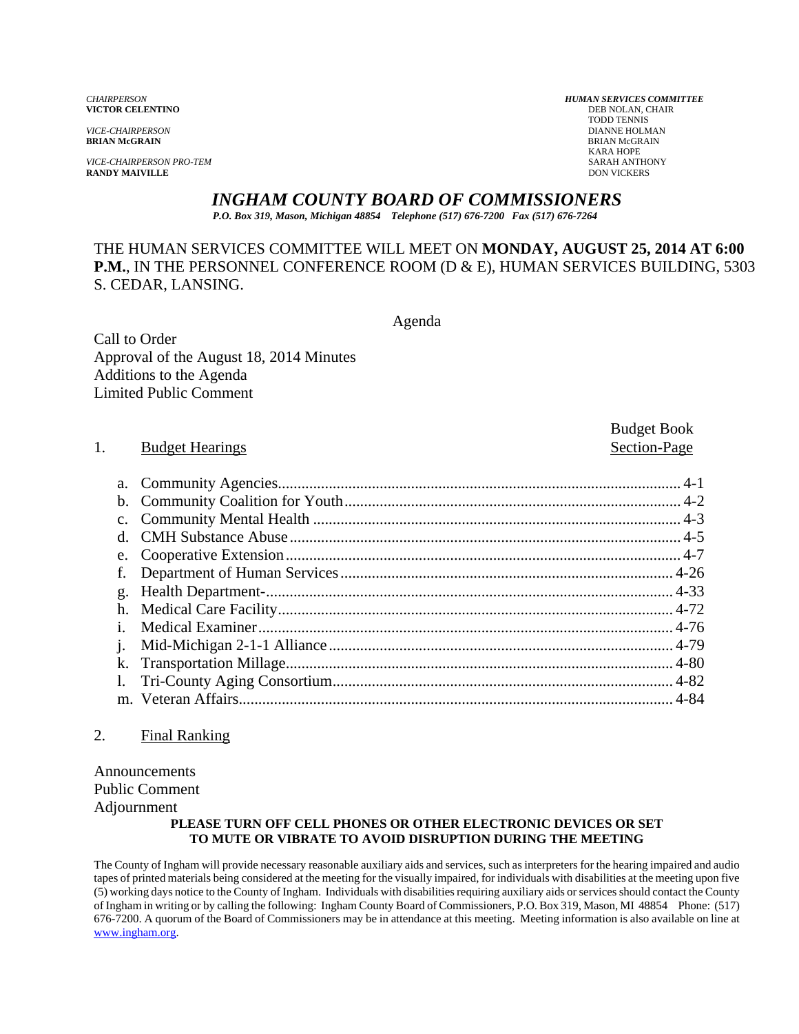*CHAIRPERSON*
**VICTOR CELENTINO**

*VICE-CHAIRPERSON*
**BRIAN McGRAIN**

*VICE-CHAIRPERSON PRO-TEM*
**RANDY MAIVILLE**

***HUMAN SERVICES COMMITTEE***
DEB NOLAN, CHAIR
TODD TENNIS
DIANNE HOLMAN
BRIAN McGRAIN
KARA HOPE
SARAH ANTHONY
DON VICKERS

# *INGHAM COUNTY BOARD OF COMMISSIONERS*

***P.O. Box 319, Mason, Michigan 48854 Telephone (517) 676-7200 Fax (517) 676-7264***

THE HUMAN SERVICES COMMITTEE WILL MEET ON **MONDAY, AUGUST 25, 2014 AT 6:00 P.M.**, IN THE PERSONNEL CONFERENCE ROOM (D & E), HUMAN SERVICES BUILDING, 5303 S. CEDAR, LANSING.

Agenda

Call to Order
Approval of the August 18, 2014 Minutes
Additions to the Agenda
Limited Public Comment

| 1. Budget Hearings | Budget Book Section-Page |
|---|---|
| a. Community Agencies | 4-1 |
| b. Community Coalition for Youth | 4-2 |
| c. Community Mental Health | 4-3 |
| d. CMH Substance Abuse | 4-5 |
| e. Cooperative Extension | 4-7 |
| f. Department of Human Services | 4-26 |
| g. Health Department- | 4-33 |
| h. Medical Care Facility | 4-72 |
| i. Medical Examiner | 4-76 |
| j. Mid-Michigan 2-1-1 Alliance | 4-79 |
| k. Transportation Millage | 4-80 |
| l. Tri-County Aging Consortium | 4-82 |
| m. Veteran Affairs | 4-84 |

2. Final Ranking

Announcements
Public Comment
Adjournment

**PLEASE TURN OFF CELL PHONES OR OTHER ELECTRONIC DEVICES OR SET TO MUTE OR VIBRATE TO AVOID DISRUPTION DURING THE MEETING**

The County of Ingham will provide necessary reasonable auxiliary aids and services, such as interpreters for the hearing impaired and audio tapes of printed materials being considered at the meeting for the visually impaired, for individuals with disabilities at the meeting upon five (5) working days notice to the County of Ingham. Individuals with disabilities requiring auxiliary aids or services should contact the County of Ingham in writing or by calling the following: Ingham County Board of Commissioners, P.O. Box 319, Mason, MI 48854 Phone: (517) 676-7200. A quorum of the Board of Commissioners may be in attendance at this meeting. Meeting information is also available on line at www.ingham.org.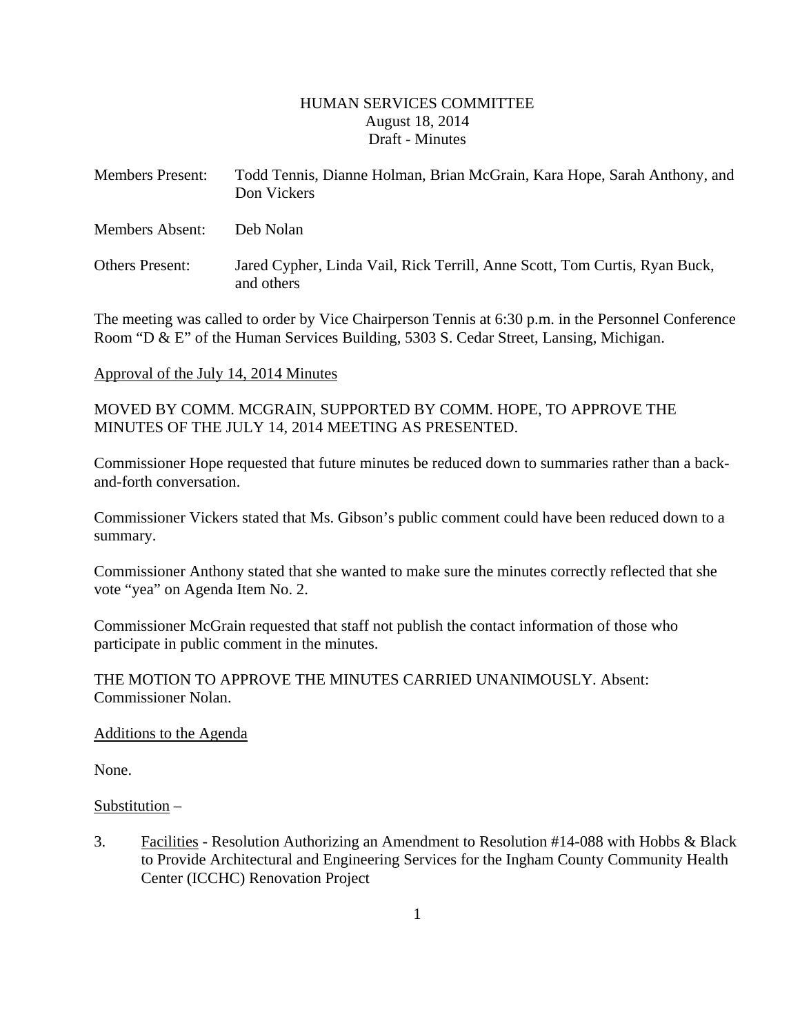# HUMAN SERVICES COMMITTEE
August 18, 2014
Draft - Minutes

Members Present: Todd Tennis, Dianne Holman, Brian McGrain, Kara Hope, Sarah Anthony, and Don Vickers

Members Absent: Deb Nolan

Others Present: Jared Cypher, Linda Vail, Rick Terrill, Anne Scott, Tom Curtis, Ryan Buck, and others

The meeting was called to order by Vice Chairperson Tennis at 6:30 p.m. in the Personnel Conference Room "D & E" of the Human Services Building, 5303 S. Cedar Street, Lansing, Michigan.

Approval of the July 14, 2014 Minutes

MOVED BY COMM. MCGRAIN, SUPPORTED BY COMM. HOPE, TO APPROVE THE MINUTES OF THE JULY 14, 2014 MEETING AS PRESENTED.

Commissioner Hope requested that future minutes be reduced down to summaries rather than a back-and-forth conversation.

Commissioner Vickers stated that Ms. Gibson's public comment could have been reduced down to a summary.

Commissioner Anthony stated that she wanted to make sure the minutes correctly reflected that she vote "yea" on Agenda Item No. 2.

Commissioner McGrain requested that staff not publish the contact information of those who participate in public comment in the minutes.

THE MOTION TO APPROVE THE MINUTES CARRIED UNANIMOUSLY. Absent: Commissioner Nolan.

Additions to the Agenda

None.

Substitution –

3. Facilities - Resolution Authorizing an Amendment to Resolution #14-088 with Hobbs & Black to Provide Architectural and Engineering Services for the Ingham County Community Health Center (ICCHC) Renovation Project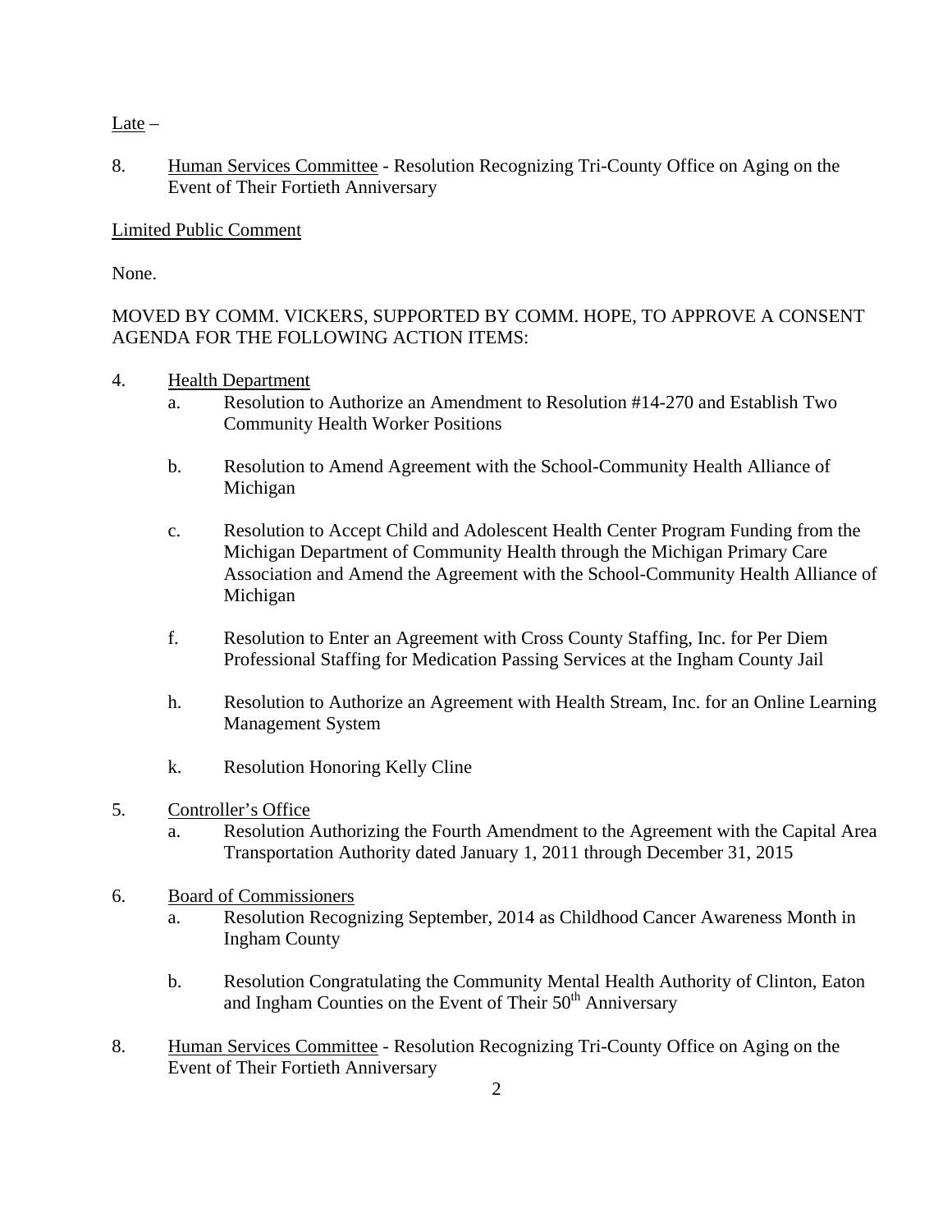Late –

8. Human Services Committee - Resolution Recognizing Tri-County Office on Aging on the Event of Their Fortieth Anniversary

Limited Public Comment

None.

MOVED BY COMM. VICKERS, SUPPORTED BY COMM. HOPE, TO APPROVE A CONSENT AGENDA FOR THE FOLLOWING ACTION ITEMS:

4. Health Department
   a. Resolution to Authorize an Amendment to Resolution #14-270 and Establish Two Community Health Worker Positions

   b. Resolution to Amend Agreement with the School-Community Health Alliance of Michigan

   c. Resolution to Accept Child and Adolescent Health Center Program Funding from the Michigan Department of Community Health through the Michigan Primary Care Association and Amend the Agreement with the School-Community Health Alliance of Michigan

   f. Resolution to Enter an Agreement with Cross County Staffing, Inc. for Per Diem Professional Staffing for Medication Passing Services at the Ingham County Jail

   h. Resolution to Authorize an Agreement with Health Stream, Inc. for an Online Learning Management System

   k. Resolution Honoring Kelly Cline

5. Controller's Office
   a. Resolution Authorizing the Fourth Amendment to the Agreement with the Capital Area Transportation Authority dated January 1, 2011 through December 31, 2015

6. Board of Commissioners
   a. Resolution Recognizing September, 2014 as Childhood Cancer Awareness Month in Ingham County

   b. Resolution Congratulating the Community Mental Health Authority of Clinton, Eaton and Ingham Counties on the Event of Their 50th Anniversary

8. Human Services Committee - Resolution Recognizing Tri-County Office on Aging on the Event of Their Fortieth Anniversary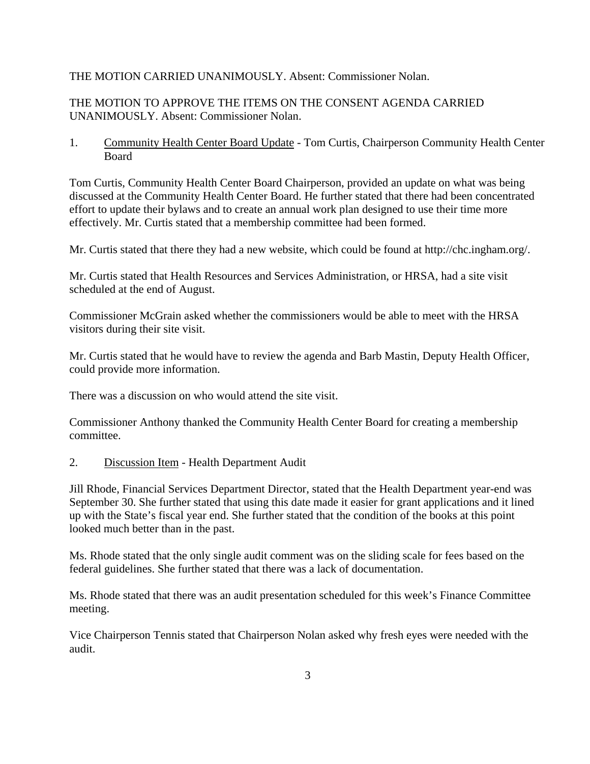THE MOTION CARRIED UNANIMOUSLY. Absent: Commissioner Nolan.

THE MOTION TO APPROVE THE ITEMS ON THE CONSENT AGENDA CARRIED UNANIMOUSLY. Absent: Commissioner Nolan.

1. Community Health Center Board Update - Tom Curtis, Chairperson Community Health Center Board

Tom Curtis, Community Health Center Board Chairperson, provided an update on what was being discussed at the Community Health Center Board. He further stated that there had been concentrated effort to update their bylaws and to create an annual work plan designed to use their time more effectively. Mr. Curtis stated that a membership committee had been formed.

Mr. Curtis stated that there they had a new website, which could be found at http://chc.ingham.org/.

Mr. Curtis stated that Health Resources and Services Administration, or HRSA, had a site visit scheduled at the end of August.

Commissioner McGrain asked whether the commissioners would be able to meet with the HRSA visitors during their site visit.

Mr. Curtis stated that he would have to review the agenda and Barb Mastin, Deputy Health Officer, could provide more information.

There was a discussion on who would attend the site visit.

Commissioner Anthony thanked the Community Health Center Board for creating a membership committee.

2. Discussion Item - Health Department Audit

Jill Rhode, Financial Services Department Director, stated that the Health Department year-end was September 30. She further stated that using this date made it easier for grant applications and it lined up with the State's fiscal year end. She further stated that the condition of the books at this point looked much better than in the past.

Ms. Rhode stated that the only single audit comment was on the sliding scale for fees based on the federal guidelines. She further stated that there was a lack of documentation.

Ms. Rhode stated that there was an audit presentation scheduled for this week's Finance Committee meeting.

Vice Chairperson Tennis stated that Chairperson Nolan asked why fresh eyes were needed with the audit.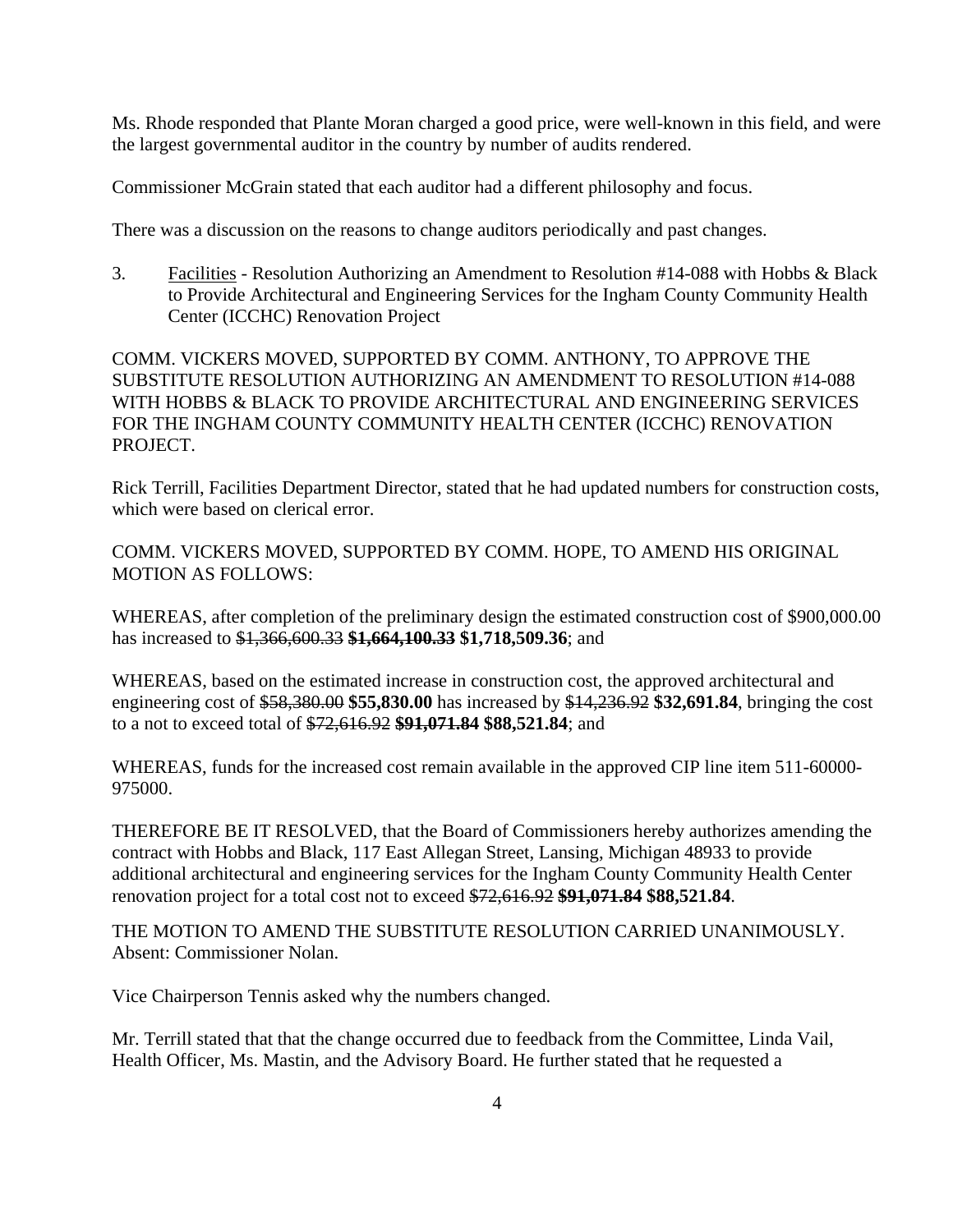Ms. Rhode responded that Plante Moran charged a good price, were well-known in this field, and were the largest governmental auditor in the country by number of audits rendered.

Commissioner McGrain stated that each auditor had a different philosophy and focus.

There was a discussion on the reasons to change auditors periodically and past changes.

3. Facilities - Resolution Authorizing an Amendment to Resolution #14-088 with Hobbs & Black to Provide Architectural and Engineering Services for the Ingham County Community Health Center (ICCHC) Renovation Project

COMM. VICKERS MOVED, SUPPORTED BY COMM. ANTHONY, TO APPROVE THE SUBSTITUTE RESOLUTION AUTHORIZING AN AMENDMENT TO RESOLUTION #14-088 WITH HOBBS & BLACK TO PROVIDE ARCHITECTURAL AND ENGINEERING SERVICES FOR THE INGHAM COUNTY COMMUNITY HEALTH CENTER (ICCHC) RENOVATION PROJECT.

Rick Terrill, Facilities Department Director, stated that he had updated numbers for construction costs, which were based on clerical error.

COMM. VICKERS MOVED, SUPPORTED BY COMM. HOPE, TO AMEND HIS ORIGINAL MOTION AS FOLLOWS:

WHEREAS, after completion of the preliminary design the estimated construction cost of $900,000.00 has increased to ~~$1,366,600.33~~ **~~$1,664,100.33~~** **$1,718,509.36**; and

WHEREAS, based on the estimated increase in construction cost, the approved architectural and engineering cost of ~~$58,380.00~~ **$55,830.00** has increased by ~~$14,236.92~~ **$32,691.84**, bringing the cost to a not to exceed total of ~~$72,616.92~~ **~~$91,071.84~~** **$88,521.84**; and

WHEREAS, funds for the increased cost remain available in the approved CIP line item 511-60000-975000.

THEREFORE BE IT RESOLVED, that the Board of Commissioners hereby authorizes amending the contract with Hobbs and Black, 117 East Allegan Street, Lansing, Michigan 48933 to provide additional architectural and engineering services for the Ingham County Community Health Center renovation project for a total cost not to exceed ~~$72,616.92~~ **~~$91,071.84~~** **$88,521.84**.

THE MOTION TO AMEND THE SUBSTITUTE RESOLUTION CARRIED UNANIMOUSLY. Absent: Commissioner Nolan.

Vice Chairperson Tennis asked why the numbers changed.

Mr. Terrill stated that that the change occurred due to feedback from the Committee, Linda Vail, Health Officer, Ms. Mastin, and the Advisory Board. He further stated that he requested a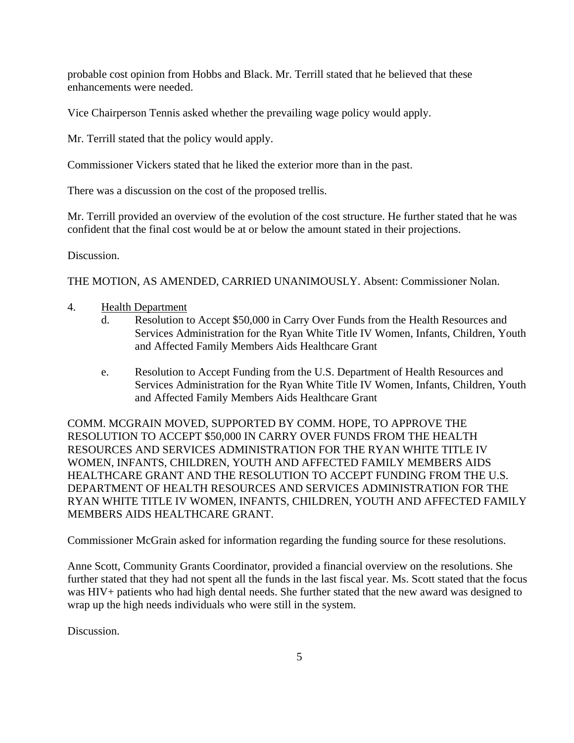probable cost opinion from Hobbs and Black. Mr. Terrill stated that he believed that these enhancements were needed.

Vice Chairperson Tennis asked whether the prevailing wage policy would apply.

Mr. Terrill stated that the policy would apply.

Commissioner Vickers stated that he liked the exterior more than in the past.

There was a discussion on the cost of the proposed trellis.

Mr. Terrill provided an overview of the evolution of the cost structure. He further stated that he was confident that the final cost would be at or below the amount stated in their projections.

Discussion.

THE MOTION, AS AMENDED, CARRIED UNANIMOUSLY. Absent: Commissioner Nolan.

4. Health Department
    - d. Resolution to Accept $50,000 in Carry Over Funds from the Health Resources and Services Administration for the Ryan White Title IV Women, Infants, Children, Youth and Affected Family Members Aids Healthcare Grant

    - e. Resolution to Accept Funding from the U.S. Department of Health Resources and Services Administration for the Ryan White Title IV Women, Infants, Children, Youth and Affected Family Members Aids Healthcare Grant

COMM. MCGRAIN MOVED, SUPPORTED BY COMM. HOPE, TO APPROVE THE RESOLUTION TO ACCEPT $50,000 IN CARRY OVER FUNDS FROM THE HEALTH RESOURCES AND SERVICES ADMINISTRATION FOR THE RYAN WHITE TITLE IV WOMEN, INFANTS, CHILDREN, YOUTH AND AFFECTED FAMILY MEMBERS AIDS HEALTHCARE GRANT AND THE RESOLUTION TO ACCEPT FUNDING FROM THE U.S. DEPARTMENT OF HEALTH RESOURCES AND SERVICES ADMINISTRATION FOR THE RYAN WHITE TITLE IV WOMEN, INFANTS, CHILDREN, YOUTH AND AFFECTED FAMILY MEMBERS AIDS HEALTHCARE GRANT.

Commissioner McGrain asked for information regarding the funding source for these resolutions.

Anne Scott, Community Grants Coordinator, provided a financial overview on the resolutions. She further stated that they had not spent all the funds in the last fiscal year. Ms. Scott stated that the focus was HIV+ patients who had high dental needs. She further stated that the new award was designed to wrap up the high needs individuals who were still in the system.

Discussion.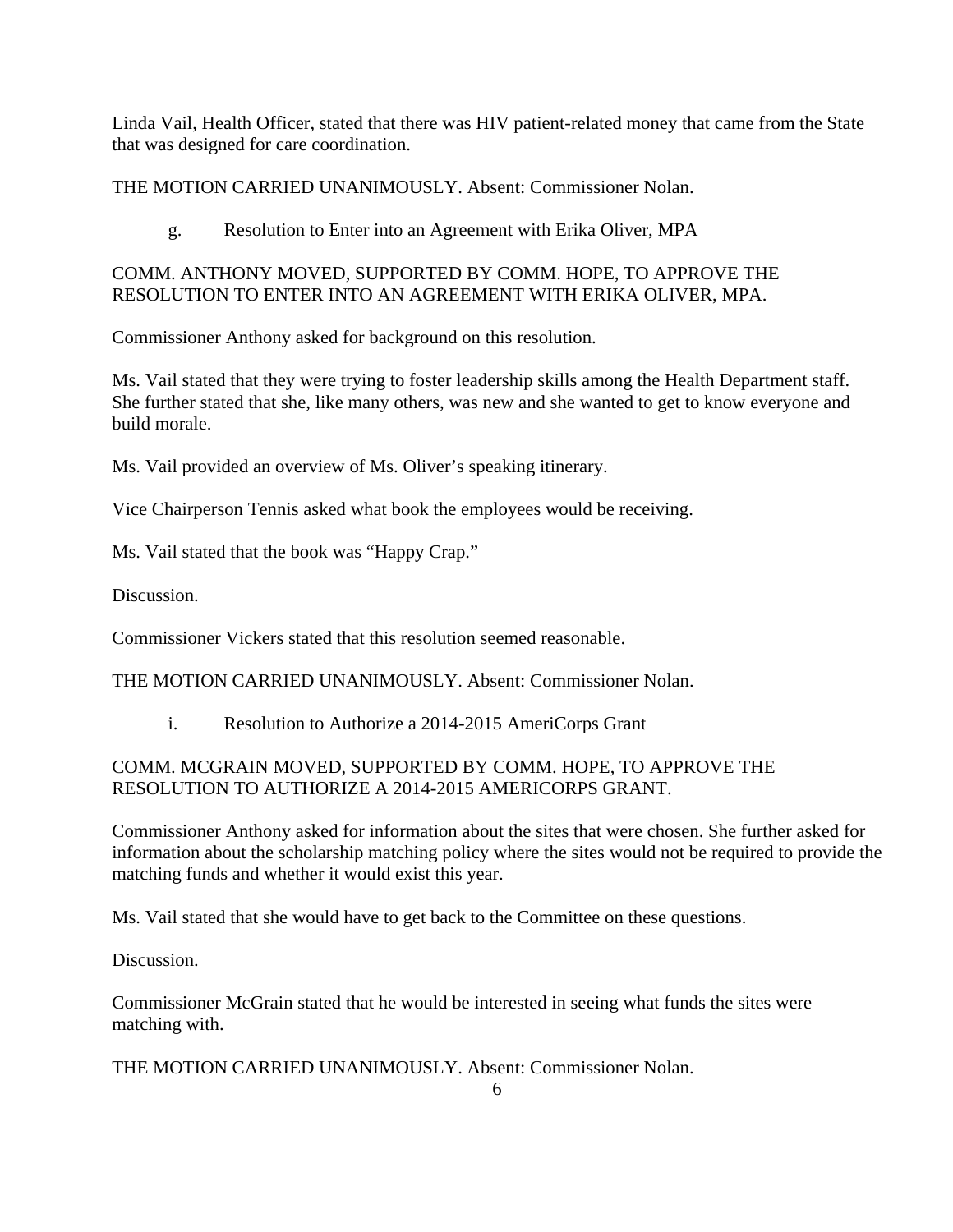Linda Vail, Health Officer, stated that there was HIV patient-related money that came from the State that was designed for care coordination.

THE MOTION CARRIED UNANIMOUSLY. Absent: Commissioner Nolan.

g. Resolution to Enter into an Agreement with Erika Oliver, MPA

COMM. ANTHONY MOVED, SUPPORTED BY COMM. HOPE, TO APPROVE THE RESOLUTION TO ENTER INTO AN AGREEMENT WITH ERIKA OLIVER, MPA.

Commissioner Anthony asked for background on this resolution.

Ms. Vail stated that they were trying to foster leadership skills among the Health Department staff. She further stated that she, like many others, was new and she wanted to get to know everyone and build morale.

Ms. Vail provided an overview of Ms. Oliver's speaking itinerary.

Vice Chairperson Tennis asked what book the employees would be receiving.

Ms. Vail stated that the book was "Happy Crap."

Discussion.

Commissioner Vickers stated that this resolution seemed reasonable.

THE MOTION CARRIED UNANIMOUSLY. Absent: Commissioner Nolan.

i. Resolution to Authorize a 2014-2015 AmeriCorps Grant

COMM. MCGRAIN MOVED, SUPPORTED BY COMM. HOPE, TO APPROVE THE RESOLUTION TO AUTHORIZE A 2014-2015 AMERICORPS GRANT.

Commissioner Anthony asked for information about the sites that were chosen. She further asked for information about the scholarship matching policy where the sites would not be required to provide the matching funds and whether it would exist this year.

Ms. Vail stated that she would have to get back to the Committee on these questions.

Discussion.

Commissioner McGrain stated that he would be interested in seeing what funds the sites were matching with.

THE MOTION CARRIED UNANIMOUSLY. Absent: Commissioner Nolan.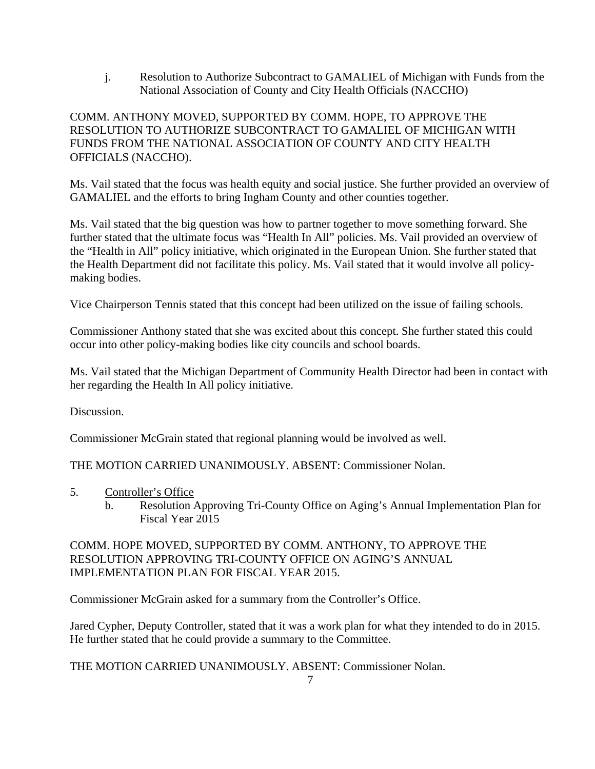j. Resolution to Authorize Subcontract to GAMALIEL of Michigan with Funds from the National Association of County and City Health Officials (NACCHO)

COMM. ANTHONY MOVED, SUPPORTED BY COMM. HOPE, TO APPROVE THE RESOLUTION TO AUTHORIZE SUBCONTRACT TO GAMALIEL OF MICHIGAN WITH FUNDS FROM THE NATIONAL ASSOCIATION OF COUNTY AND CITY HEALTH OFFICIALS (NACCHO).

Ms. Vail stated that the focus was health equity and social justice. She further provided an overview of GAMALIEL and the efforts to bring Ingham County and other counties together.

Ms. Vail stated that the big question was how to partner together to move something forward. She further stated that the ultimate focus was "Health In All" policies. Ms. Vail provided an overview of the "Health in All" policy initiative, which originated in the European Union. She further stated that the Health Department did not facilitate this policy. Ms. Vail stated that it would involve all policy-making bodies.

Vice Chairperson Tennis stated that this concept had been utilized on the issue of failing schools.

Commissioner Anthony stated that she was excited about this concept. She further stated this could occur into other policy-making bodies like city councils and school boards.

Ms. Vail stated that the Michigan Department of Community Health Director had been in contact with her regarding the Health In All policy initiative.

Discussion.

Commissioner McGrain stated that regional planning would be involved as well.

THE MOTION CARRIED UNANIMOUSLY. ABSENT: Commissioner Nolan.

5. Controller's Office
   b. Resolution Approving Tri-County Office on Aging's Annual Implementation Plan for Fiscal Year 2015

COMM. HOPE MOVED, SUPPORTED BY COMM. ANTHONY, TO APPROVE THE RESOLUTION APPROVING TRI-COUNTY OFFICE ON AGING'S ANNUAL IMPLEMENTATION PLAN FOR FISCAL YEAR 2015.

Commissioner McGrain asked for a summary from the Controller's Office.

Jared Cypher, Deputy Controller, stated that it was a work plan for what they intended to do in 2015. He further stated that he could provide a summary to the Committee.

THE MOTION CARRIED UNANIMOUSLY. ABSENT: Commissioner Nolan.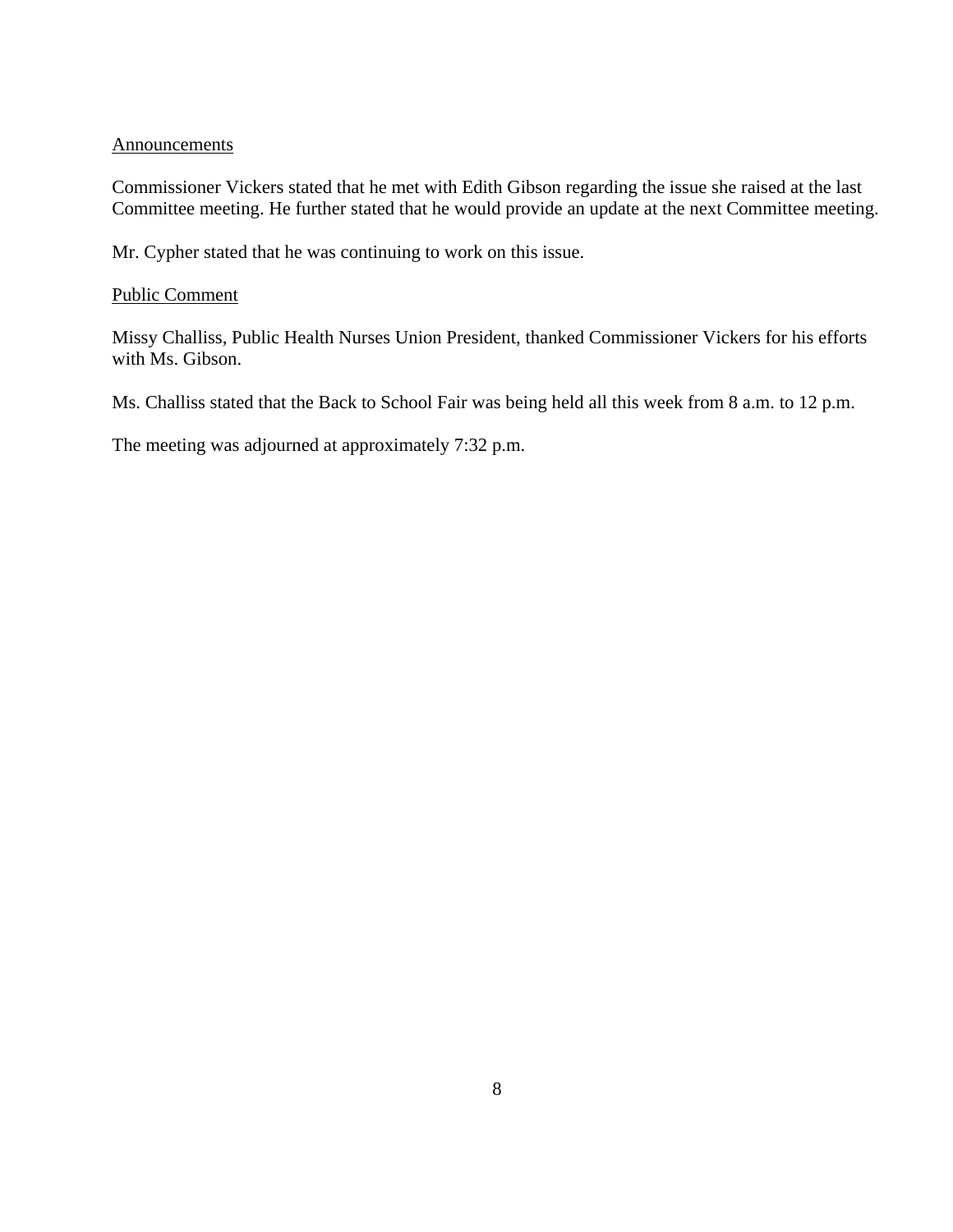Announcements

Commissioner Vickers stated that he met with Edith Gibson regarding the issue she raised at the last Committee meeting. He further stated that he would provide an update at the next Committee meeting.

Mr. Cypher stated that he was continuing to work on this issue.

Public Comment

Missy Challiss, Public Health Nurses Union President, thanked Commissioner Vickers for his efforts with Ms. Gibson.

Ms. Challiss stated that the Back to School Fair was being held all this week from 8 a.m. to 12 p.m.

The meeting was adjourned at approximately 7:32 p.m.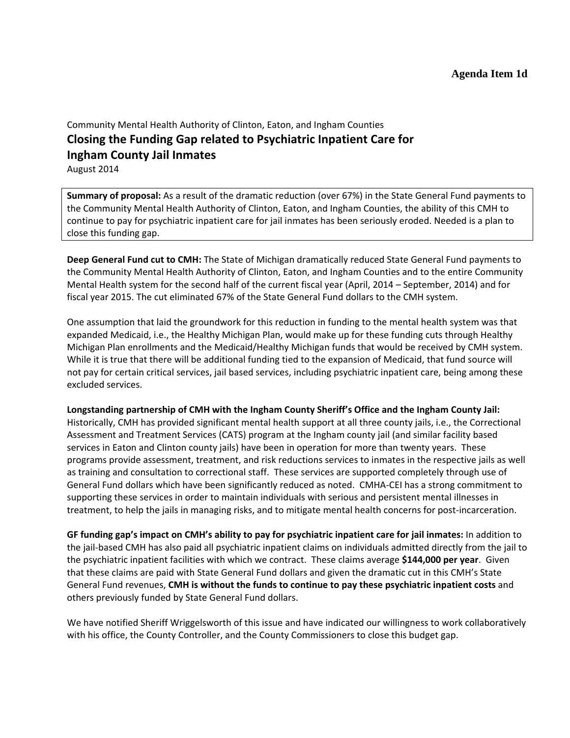**Agenda Item 1d**

Community Mental Health Authority of Clinton, Eaton, and Ingham Counties

## Closing the Funding Gap related to Psychiatric Inpatient Care for Ingham County Jail Inmates

August 2014

**Summary of proposal:** As a result of the dramatic reduction (over 67%) in the State General Fund payments to the Community Mental Health Authority of Clinton, Eaton, and Ingham Counties, the ability of this CMH to continue to pay for psychiatric inpatient care for jail inmates has been seriously eroded. Needed is a plan to close this funding gap.

**Deep General Fund cut to CMH:** The State of Michigan dramatically reduced State General Fund payments to the Community Mental Health Authority of Clinton, Eaton, and Ingham Counties and to the entire Community Mental Health system for the second half of the current fiscal year (April, 2014 – September, 2014) and for fiscal year 2015. The cut eliminated 67% of the State General Fund dollars to the CMH system.

One assumption that laid the groundwork for this reduction in funding to the mental health system was that expanded Medicaid, i.e., the Healthy Michigan Plan, would make up for these funding cuts through Healthy Michigan Plan enrollments and the Medicaid/Healthy Michigan funds that would be received by CMH system. While it is true that there will be additional funding tied to the expansion of Medicaid, that fund source will not pay for certain critical services, jail based services, including psychiatric inpatient care, being among these excluded services.

**Longstanding partnership of CMH with the Ingham County Sheriff's Office and the Ingham County Jail:** Historically, CMH has provided significant mental health support at all three county jails, i.e., the Correctional Assessment and Treatment Services (CATS) program at the Ingham county jail (and similar facility based services in Eaton and Clinton county jails) have been in operation for more than twenty years. These programs provide assessment, treatment, and risk reductions services to inmates in the respective jails as well as training and consultation to correctional staff. These services are supported completely through use of General Fund dollars which have been significantly reduced as noted. CMHA-CEI has a strong commitment to supporting these services in order to maintain individuals with serious and persistent mental illnesses in treatment, to help the jails in managing risks, and to mitigate mental health concerns for post-incarceration.

**GF funding gap's impact on CMH's ability to pay for psychiatric inpatient care for jail inmates:** In addition to the jail-based CMH has also paid all psychiatric inpatient claims on individuals admitted directly from the jail to the psychiatric inpatient facilities with which we contract. These claims average **$144,000 per year**. Given that these claims are paid with State General Fund dollars and given the dramatic cut in this CMH's State General Fund revenues, **CMH is without the funds to continue to pay these psychiatric inpatient costs** and others previously funded by State General Fund dollars.

We have notified Sheriff Wriggelsworth of this issue and have indicated our willingness to work collaboratively with his office, the County Controller, and the County Commissioners to close this budget gap.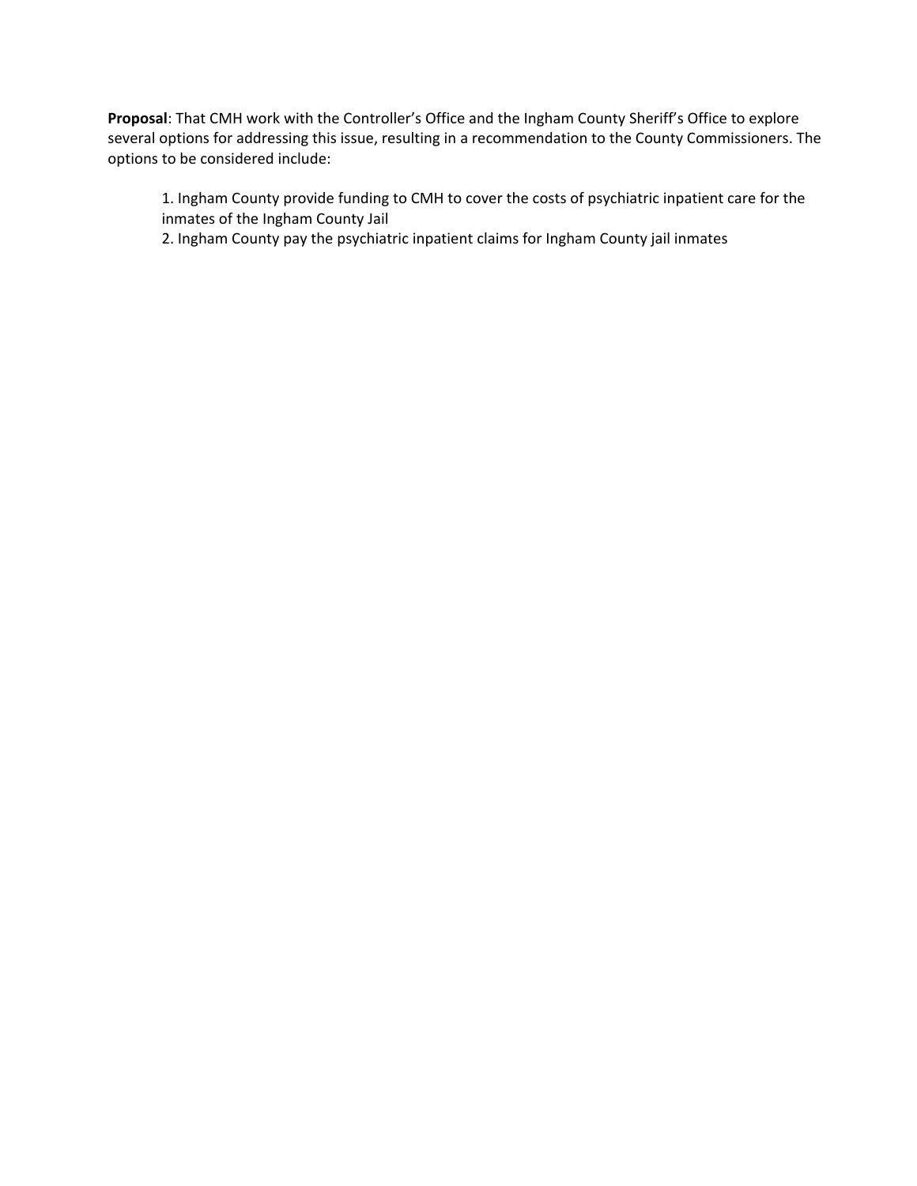**Proposal**: That CMH work with the Controller's Office and the Ingham County Sheriff's Office to explore several options for addressing this issue, resulting in a recommendation to the County Commissioners. The options to be considered include:

1. Ingham County provide funding to CMH to cover the costs of psychiatric inpatient care for the inmates of the Ingham County Jail
2. Ingham County pay the psychiatric inpatient claims for Ingham County jail inmates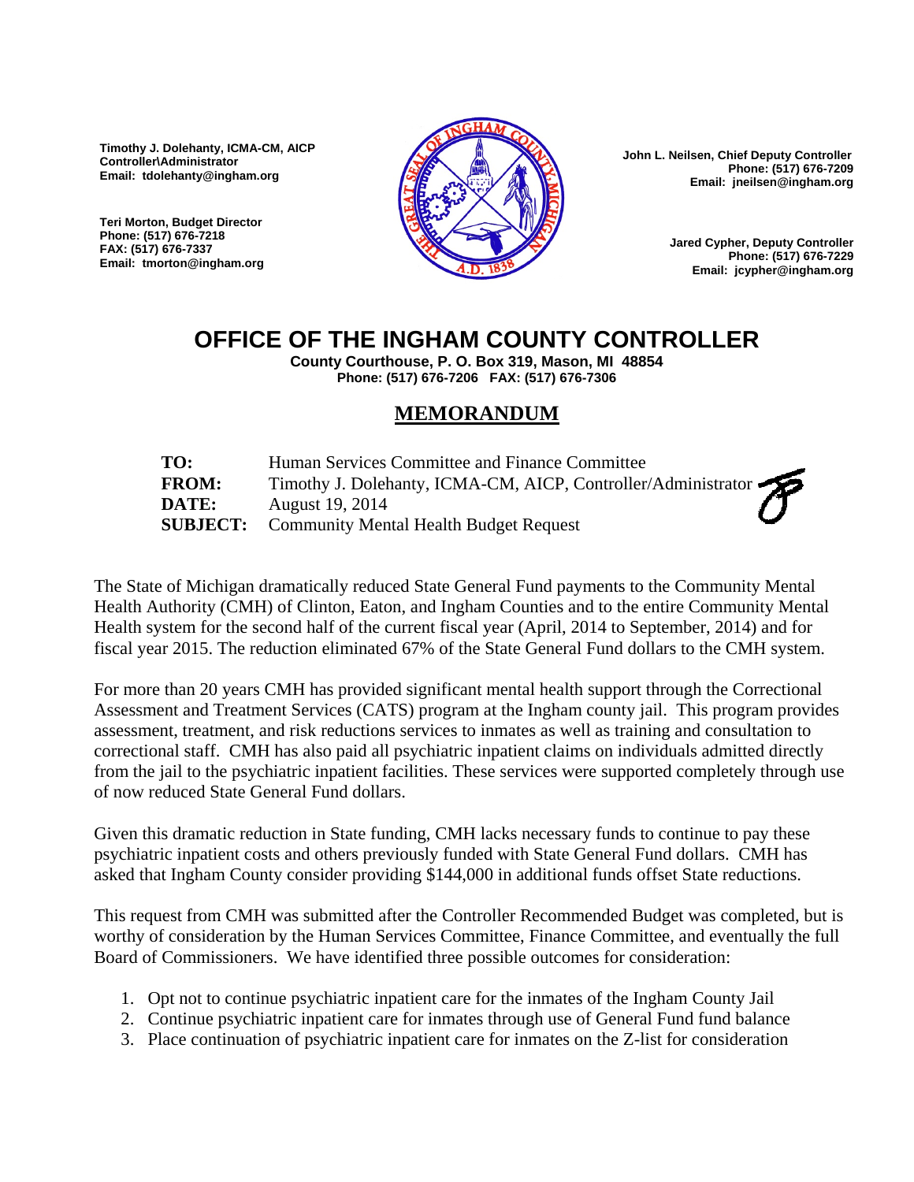Timothy J. Dolehanty, ICMA-CM, AICP
Controller\Administrator
Email: tdolehanty@ingham.org

Teri Morton, Budget Director
Phone: (517) 676-7218
FAX: (517) 676-7337
Email: tmorton@ingham.org

John L. Neilsen, Chief Deputy Controller
Phone: (517) 676-7209
Email: jneilsen@ingham.org

Jared Cypher, Deputy Controller
Phone: (517) 676-7229
Email: jcypher@ingham.org

# OFFICE OF THE INGHAM COUNTY CONTROLLER

**County Courthouse, P. O. Box 319, Mason, MI 48854**
**Phone: (517) 676-7206 FAX: (517) 676-7306**

## MEMORANDUM

**TO:** Human Services Committee and Finance Committee
**FROM:** Timothy J. Dolehanty, ICMA-CM, AICP, Controller/Administrator
**DATE:** August 19, 2014
**SUBJECT:** Community Mental Health Budget Request

The State of Michigan dramatically reduced State General Fund payments to the Community Mental Health Authority (CMH) of Clinton, Eaton, and Ingham Counties and to the entire Community Mental Health system for the second half of the current fiscal year (April, 2014 to September, 2014) and for fiscal year 2015. The reduction eliminated 67% of the State General Fund dollars to the CMH system.

For more than 20 years CMH has provided significant mental health support through the Correctional Assessment and Treatment Services (CATS) program at the Ingham county jail. This program provides assessment, treatment, and risk reductions services to inmates as well as training and consultation to correctional staff. CMH has also paid all psychiatric inpatient claims on individuals admitted directly from the jail to the psychiatric inpatient facilities. These services were supported completely through use of now reduced State General Fund dollars.

Given this dramatic reduction in State funding, CMH lacks necessary funds to continue to pay these psychiatric inpatient costs and others previously funded with State General Fund dollars. CMH has asked that Ingham County consider providing $144,000 in additional funds offset State reductions.

This request from CMH was submitted after the Controller Recommended Budget was completed, but is worthy of consideration by the Human Services Committee, Finance Committee, and eventually the full Board of Commissioners. We have identified three possible outcomes for consideration:

1. Opt not to continue psychiatric inpatient care for the inmates of the Ingham County Jail
2. Continue psychiatric inpatient care for inmates through use of General Fund fund balance
3. Place continuation of psychiatric inpatient care for inmates on the Z-list for consideration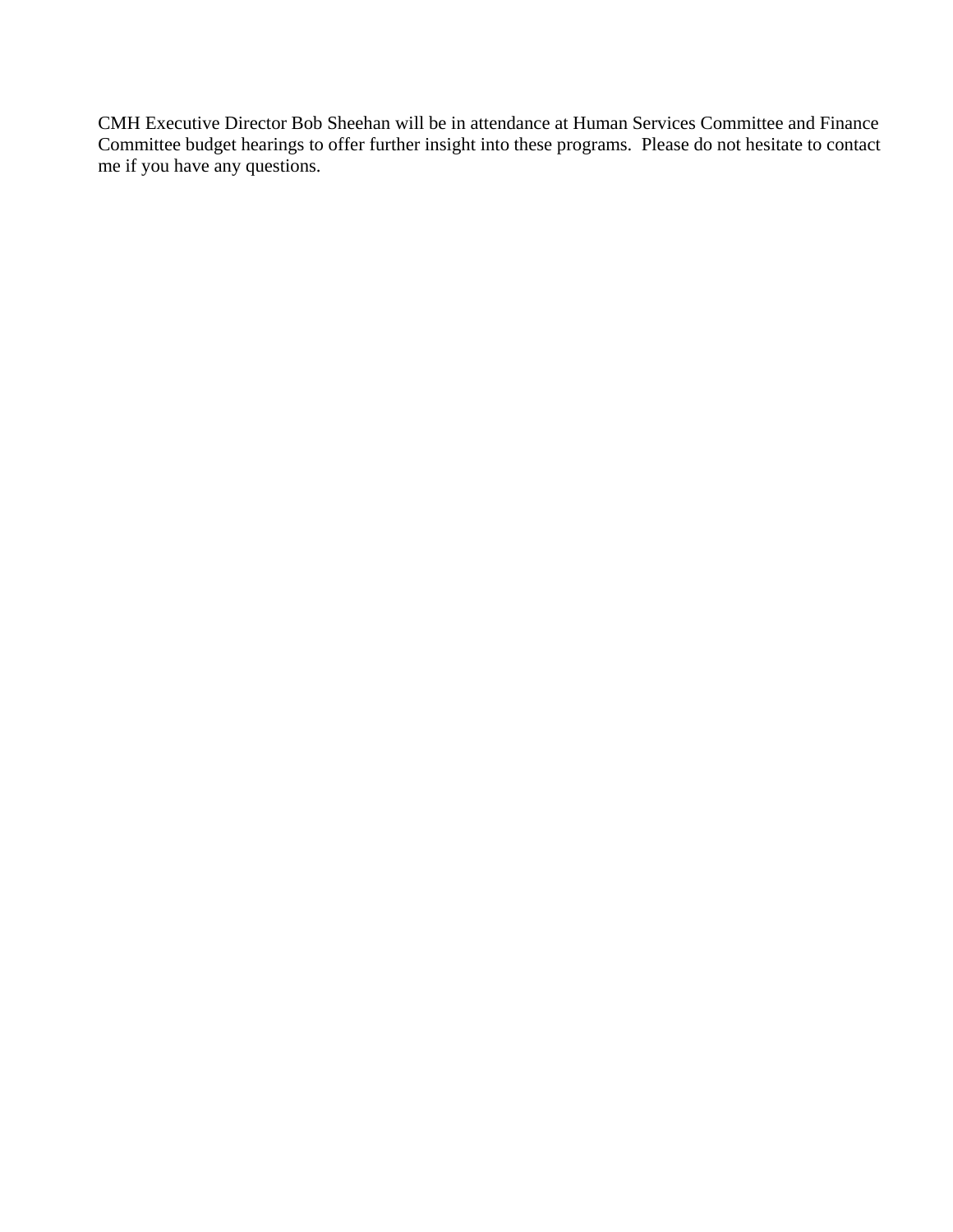CMH Executive Director Bob Sheehan will be in attendance at Human Services Committee and Finance Committee budget hearings to offer further insight into these programs.  Please do not hesitate to contact me if you have any questions.